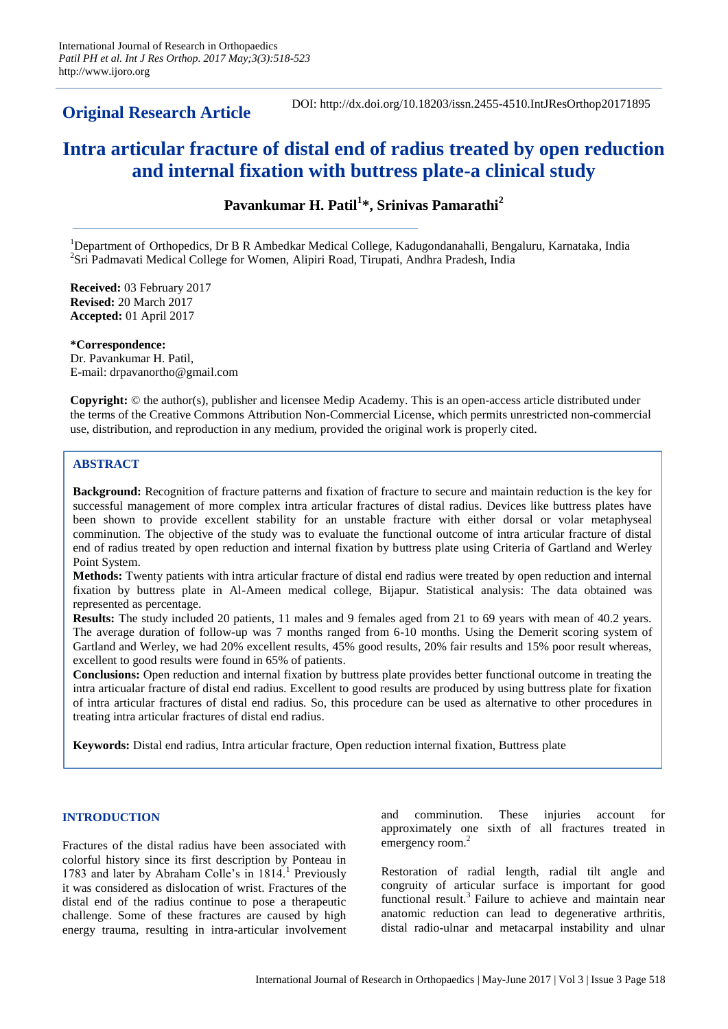**Original Research Article**

DOI: http://dx.doi.org/10.18203/issn.2455-4510.IntJResOrthop20171895

# Intra articular fracture of distal end of radius treated by open reduction and internal fixation with buttress plate-a clinical study

**Pavankumar H. Patil[1]*, Srinivas Pamarathi[2]**

[1]Department of Orthopedics, Dr B R Ambedkar Medical College, Kadugondanahalli, Bengaluru, Karnataka, India
[2]Sri Padmavati Medical College for Women, Alipiri Road, Tirupati, Andhra Pradesh, India

**Received:** 03 February 2017
**Revised:** 20 March 2017
**Accepted:** 01 April 2017

**\*Correspondence:**
Dr. Pavankumar H. Patil,
E-mail: drpavanortho@gmail.com

**Copyright:** © the author(s), publisher and licensee Medip Academy. This is an open-access article distributed under the terms of the Creative Commons Attribution Non-Commercial License, which permits unrestricted non-commercial use, distribution, and reproduction in any medium, provided the original work is properly cited.

## ABSTRACT

**Background:** Recognition of fracture patterns and fixation of fracture to secure and maintain reduction is the key for successful management of more complex intra articular fractures of distal radius. Devices like buttress plates have been shown to provide excellent stability for an unstable fracture with either dorsal or volar metaphyseal comminution. The objective of the study was to evaluate the functional outcome of intra articular fracture of distal end of radius treated by open reduction and internal fixation by buttress plate using Criteria of Gartland and Werley Point System.

**Methods:** Twenty patients with intra articular fracture of distal end radius were treated by open reduction and internal fixation by buttress plate in Al-Ameen medical college, Bijapur. Statistical analysis: The data obtained was represented as percentage.

**Results:** The study included 20 patients, 11 males and 9 females aged from 21 to 69 years with mean of 40.2 years. The average duration of follow-up was 7 months ranged from 6-10 months. Using the Demerit scoring system of Gartland and Werley, we had 20% excellent results, 45% good results, 20% fair results and 15% poor result whereas, excellent to good results were found in 65% of patients.

**Conclusions:** Open reduction and internal fixation by buttress plate provides better functional outcome in treating the intra articuar fracture of distal end radius. Excellent to good results are produced by using buttress plate for fixation of intra articular fractures of distal end radius. So, this procedure can be used as alternative to other procedures in treating intra articular fractures of distal end radius.

**Keywords:** Distal end radius, Intra articular fracture, Open reduction internal fixation, Buttress plate

## INTRODUCTION

Fractures of the distal radius have been associated with colorful history since its first description by Ponteau in 1783 and later by Abraham Colle's in 1814.[1] Previously it was considered as dislocation of wrist. Fractures of the distal end of the radius continue to pose a therapeutic challenge. Some of these fractures are caused by high energy trauma, resulting in intra-articular involvement and comminution. These injuries account for approximately one sixth of all fractures treated in emergency room.[2]

Restoration of radial length, radial tilt angle and congruity of articular surface is important for good functional result.[3] Failure to achieve and maintain near anatomic reduction can lead to degenerative arthritis, distal radio-ulnar and metacarpal instability and ulnar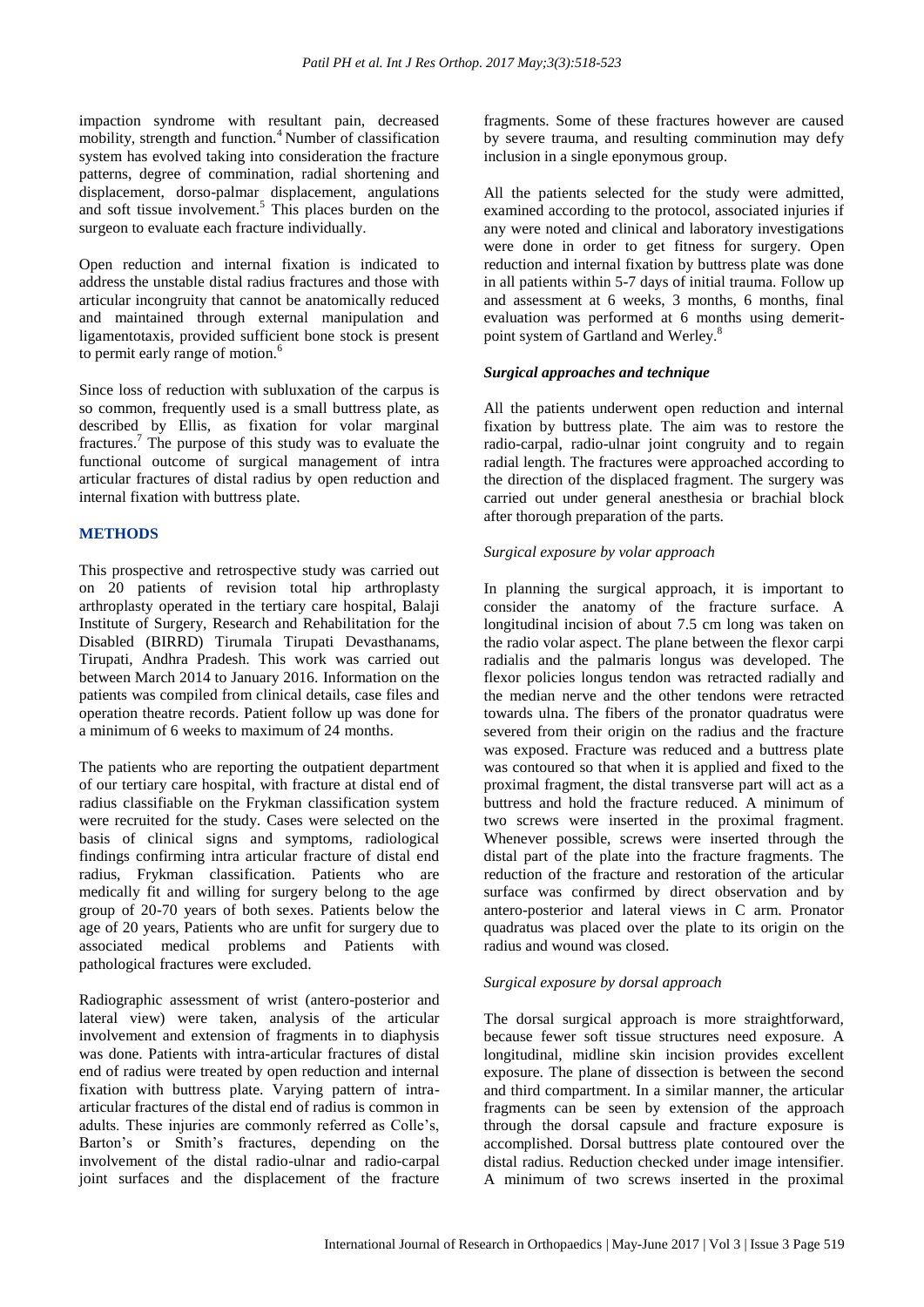impaction syndrome with resultant pain, decreased mobility, strength and function.[4] Number of classification system has evolved taking into consideration the fracture patterns, degree of commination, radial shortening and displacement, dorso-palmar displacement, angulations and soft tissue involvement.[5] This places burden on the surgeon to evaluate each fracture individually.

Open reduction and internal fixation is indicated to address the unstable distal radius fractures and those with articular incongruity that cannot be anatomically reduced and maintained through external manipulation and ligamentotaxis, provided sufficient bone stock is present to permit early range of motion.[6]

Since loss of reduction with subluxation of the carpus is so common, frequently used is a small buttress plate, as described by Ellis, as fixation for volar marginal fractures.[7] The purpose of this study was to evaluate the functional outcome of surgical management of intra articular fractures of distal radius by open reduction and internal fixation with buttress plate.

## METHODS

This prospective and retrospective study was carried out on 20 patients of revision total hip arthroplasty arthroplasty operated in the tertiary care hospital, Balaji Institute of Surgery, Research and Rehabilitation for the Disabled (BIRRD) Tirumala Tirupati Devasthanams, Tirupati, Andhra Pradesh. This work was carried out between March 2014 to January 2016. Information on the patients was compiled from clinical details, case files and operation theatre records. Patient follow up was done for a minimum of 6 weeks to maximum of 24 months.

The patients who are reporting the outpatient department of our tertiary care hospital, with fracture at distal end of radius classifiable on the Frykman classification system were recruited for the study. Cases were selected on the basis of clinical signs and symptoms, radiological findings confirming intra articular fracture of distal end radius, Frykman classification. Patients who are medically fit and willing for surgery belong to the age group of 20-70 years of both sexes. Patients below the age of 20 years, Patients who are unfit for surgery due to associated medical problems and Patients with pathological fractures were excluded.

Radiographic assessment of wrist (antero-posterior and lateral view) were taken, analysis of the articular involvement and extension of fragments in to diaphysis was done. Patients with intra-articular fractures of distal end of radius were treated by open reduction and internal fixation with buttress plate. Varying pattern of intra-articular fractures of the distal end of radius is common in adults. These injuries are commonly referred as Colle's, Barton's or Smith's fractures, depending on the involvement of the distal radio-ulnar and radio-carpal joint surfaces and the displacement of the fracture fragments. Some of these fractures however are caused by severe trauma, and resulting comminution may defy inclusion in a single eponymous group.

All the patients selected for the study were admitted, examined according to the protocol, associated injuries if any were noted and clinical and laboratory investigations were done in order to get fitness for surgery. Open reduction and internal fixation by buttress plate was done in all patients within 5-7 days of initial trauma. Follow up and assessment at 6 weeks, 3 months, 6 months, final evaluation was performed at 6 months using demerit-point system of Gartland and Werley.[8]

### *Surgical approaches and technique*

All the patients underwent open reduction and internal fixation by buttress plate. The aim was to restore the radio-carpal, radio-ulnar joint congruity and to regain radial length. The fractures were approached according to the direction of the displaced fragment. The surgery was carried out under general anesthesia or brachial block after thorough preparation of the parts.

#### *Surgical exposure by volar approach*

In planning the surgical approach, it is important to consider the anatomy of the fracture surface. A longitudinal incision of about 7.5 cm long was taken on the radio volar aspect. The plane between the flexor carpi radialis and the palmaris longus was developed. The flexor policies longus tendon was retracted radially and the median nerve and the other tendons were retracted towards ulna. The fibers of the pronator quadratus were severed from their origin on the radius and the fracture was exposed. Fracture was reduced and a buttress plate was contoured so that when it is applied and fixed to the proximal fragment, the distal transverse part will act as a buttress and hold the fracture reduced. A minimum of two screws were inserted in the proximal fragment. Whenever possible, screws were inserted through the distal part of the plate into the fracture fragments. The reduction of the fracture and restoration of the articular surface was confirmed by direct observation and by antero-posterior and lateral views in C arm. Pronator quadratus was placed over the plate to its origin on the radius and wound was closed.

#### *Surgical exposure by dorsal approach*

The dorsal surgical approach is more straightforward, because fewer soft tissue structures need exposure. A longitudinal, midline skin incision provides excellent exposure. The plane of dissection is between the second and third compartment. In a similar manner, the articular fragments can be seen by extension of the approach through the dorsal capsule and fracture exposure is accomplished. Dorsal buttress plate contoured over the distal radius. Reduction checked under image intensifier. A minimum of two screws inserted in the proximal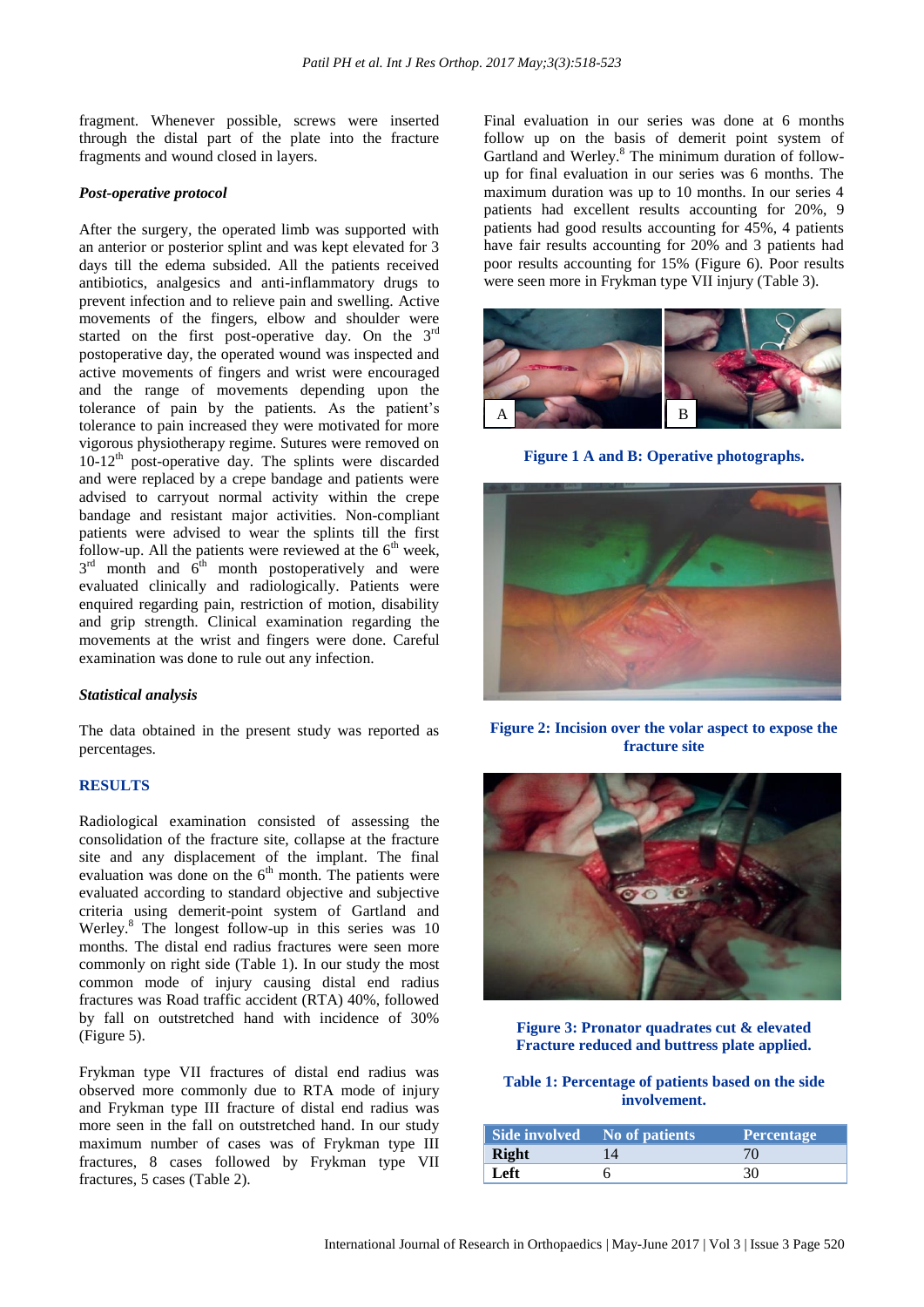fragment. Whenever possible, screws were inserted through the distal part of the plate into the fracture fragments and wound closed in layers.

### *Post-operative protocol*

After the surgery, the operated limb was supported with an anterior or posterior splint and was kept elevated for 3 days till the edema subsided. All the patients received antibiotics, analgesics and anti-inflammatory drugs to prevent infection and to relieve pain and swelling. Active movements of the fingers, elbow and shoulder were started on the first post-operative day. On the 3rd postoperative day, the operated wound was inspected and active movements of fingers and wrist were encouraged and the range of movements depending upon the tolerance of pain by the patients. As the patient's tolerance to pain increased they were motivated for more vigorous physiotherapy regime. Sutures were removed on 10-12th post-operative day. The splints were discarded and were replaced by a crepe bandage and patients were advised to carryout normal activity within the crepe bandage and resistant major activities. Non-compliant patients were advised to wear the splints till the first follow-up. All the patients were reviewed at the 6th week, 3rd month and 6th month postoperatively and were evaluated clinically and radiologically. Patients were enquired regarding pain, restriction of motion, disability and grip strength. Clinical examination regarding the movements at the wrist and fingers were done. Careful examination was done to rule out any infection.

### *Statistical analysis*

The data obtained in the present study was reported as percentages.

## RESULTS

Radiological examination consisted of assessing the consolidation of the fracture site, collapse at the fracture site and any displacement of the implant. The final evaluation was done on the 6th month. The patients were evaluated according to standard objective and subjective criteria using demerit-point system of Gartland and Werley.[8] The longest follow-up in this series was 10 months. The distal end radius fractures were seen more commonly on right side (Table 1). In our study the most common mode of injury causing distal end radius fractures was Road traffic accident (RTA) 40%, followed by fall on outstretched hand with incidence of 30% (Figure 5).

Frykman type VII fractures of distal end radius was observed more commonly due to RTA mode of injury and Frykman type III fracture of distal end radius was more seen in the fall on outstretched hand. In our study maximum number of cases was of Frykman type III fractures, 8 cases followed by Frykman type VII fractures, 5 cases (Table 2).

Final evaluation in our series was done at 6 months follow up on the basis of demerit point system of Gartland and Werley.[8] The minimum duration of follow-up for final evaluation in our series was 6 months. The maximum duration was up to 10 months. In our series 4 patients had excellent results accounting for 20%, 9 patients had good results accounting for 45%, 4 patients have fair results accounting for 20% and 3 patients had poor results accounting for 15% (Figure 6). Poor results were seen more in Frykman type VII injury (Table 3).

**Figure 1 A and B: Operative photographs.**

**Figure 2: Incision over the volar aspect to expose the fracture site**

**Figure 3: Pronator quadrates cut & elevated Fracture reduced and buttress plate applied.**

**Table 1: Percentage of patients based on the side involvement.**

| Side involved | No of patients | Percentage |
|---|---|---|
| **Right** | 14 | 70 |
| **Left** | 6 | 30 |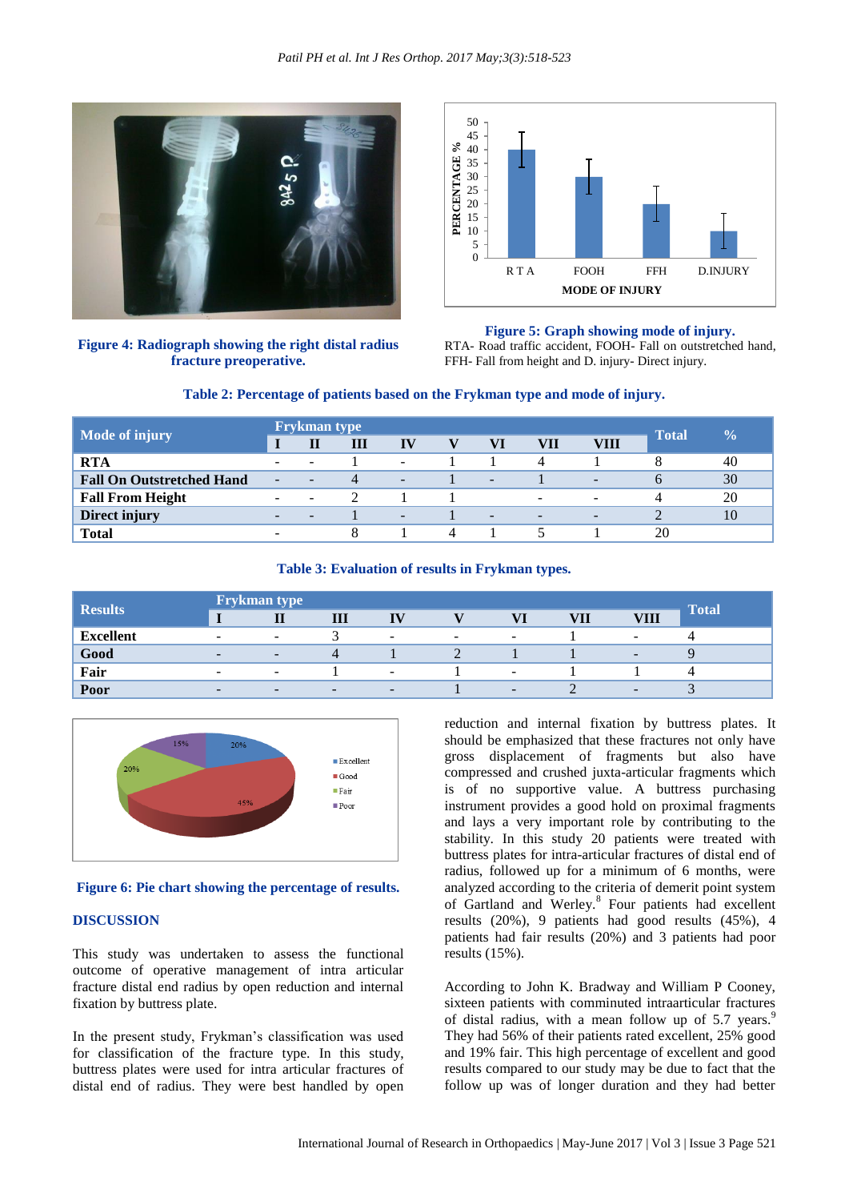**Figure 4: Radiograph showing the right distal radius fracture preoperative.**

**Figure 5: Graph showing mode of injury.**
RTA- Road traffic accident, FOOH- Fall on outstretched hand, FFH- Fall from height and D. injury- Direct injury.

**Table 2: Percentage of patients based on the Frykman type and mode of injury.**

| Mode of injury | Frykman type | | | | | | | | Total | % |
|---|---|---|---|---|---|---|---|---|---|---|
| | I | II | III | IV | V | VI | VII | VIII | | |
| **RTA** | - | - | 1 | - | 1 | 1 | 4 | 1 | 8 | 40 |
| **Fall On Outstretched Hand** | - | - | 4 | - | 1 | - | 1 | - | 6 | 30 |
| **Fall From Height** | - | - | 2 | 1 | 1 | | - | - | 4 | 20 |
| **Direct injury** | - | - | 1 | - | 1 | - | - | - | 2 | 10 |
| **Total** | - | | 8 | 1 | 4 | 1 | 5 | 1 | 20 | |

**Table 3: Evaluation of results in Frykman types.**

| Results | Frykman type | | | | | | | | Total |
|---|---|---|---|---|---|---|---|---|---|
| | I | II | III | IV | V | VI | VII | VIII | |
| **Excellent** | - | - | 3 | - | - | - | 1 | - | 4 |
| **Good** | - | - | 4 | 1 | 2 | 1 | 1 | - | 9 |
| **Fair** | - | - | 1 | - | 1 | - | 1 | 1 | 4 |
| **Poor** | - | - | - | - | 1 | - | 2 | - | 3 |

**Figure 6: Pie chart showing the percentage of results.**

## DISCUSSION

This study was undertaken to assess the functional outcome of operative management of intra articular fracture distal end radius by open reduction and internal fixation by buttress plate.

In the present study, Frykman's classification was used for classification of the fracture type. In this study, buttress plates were used for intra articular fractures of distal end of radius. They were best handled by open reduction and internal fixation by buttress plates. It should be emphasized that these fractures not only have gross displacement of fragments but also have compressed and crushed juxta-articular fragments which is of no supportive value. A buttress purchasing instrument provides a good hold on proximal fragments and lays a very important role by contributing to the stability. In this study 20 patients were treated with buttress plates for intra-articular fractures of distal end of radius, followed up for a minimum of 6 months, were analyzed according to the criteria of demerit point system of Gartland and Werley.[8] Four patients had excellent results (20%), 9 patients had good results (45%), 4 patients had fair results (20%) and 3 patients had poor results (15%).

According to John K. Bradway and William P Cooney, sixteen patients with comminuted intraarticular fractures of distal radius, with a mean follow up of 5.7 years.[9] They had 56% of their patients rated excellent, 25% good and 19% fair. This high percentage of excellent and good results compared to our study may be due to fact that the follow up was of longer duration and they had better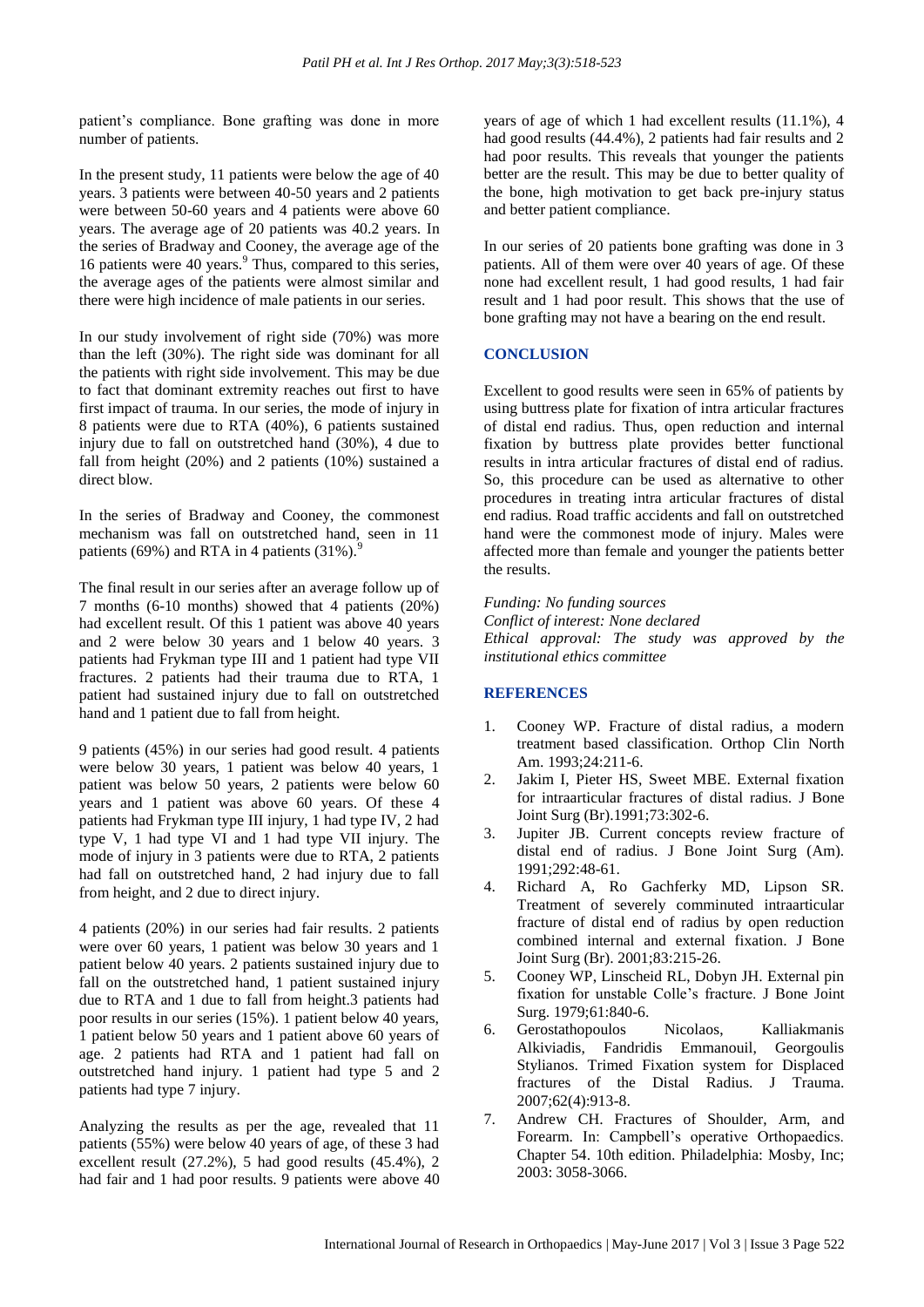patient's compliance. Bone grafting was done in more number of patients.

In the present study, 11 patients were below the age of 40 years. 3 patients were between 40-50 years and 2 patients were between 50-60 years and 4 patients were above 60 years. The average age of 20 patients was 40.2 years. In the series of Bradway and Cooney, the average age of the 16 patients were 40 years.[9] Thus, compared to this series, the average ages of the patients were almost similar and there were high incidence of male patients in our series.

In our study involvement of right side (70%) was more than the left (30%). The right side was dominant for all the patients with right side involvement. This may be due to fact that dominant extremity reaches out first to have first impact of trauma. In our series, the mode of injury in 8 patients were due to RTA (40%), 6 patients sustained injury due to fall on outstretched hand (30%), 4 due to fall from height (20%) and 2 patients (10%) sustained a direct blow.

In the series of Bradway and Cooney, the commonest mechanism was fall on outstretched hand, seen in 11 patients (69%) and RTA in 4 patients (31%).[9]

The final result in our series after an average follow up of 7 months (6-10 months) showed that 4 patients (20%) had excellent result. Of this 1 patient was above 40 years and 2 were below 30 years and 1 below 40 years. 3 patients had Frykman type III and 1 patient had type VII fractures. 2 patients had their trauma due to RTA, 1 patient had sustained injury due to fall on outstretched hand and 1 patient due to fall from height.

9 patients (45%) in our series had good result. 4 patients were below 30 years, 1 patient was below 40 years, 1 patient was below 50 years, 2 patients were below 60 years and 1 patient was above 60 years. Of these 4 patients had Frykman type III injury, 1 had type IV, 2 had type V, 1 had type VI and 1 had type VII injury. The mode of injury in 3 patients were due to RTA, 2 patients had fall on outstretched hand, 2 had injury due to fall from height, and 2 due to direct injury.

4 patients (20%) in our series had fair results. 2 patients were over 60 years, 1 patient was below 30 years and 1 patient below 40 years. 2 patients sustained injury due to fall on the outstretched hand, 1 patient sustained injury due to RTA and 1 due to fall from height.3 patients had poor results in our series (15%). 1 patient below 40 years, 1 patient below 50 years and 1 patient above 60 years of age. 2 patients had RTA and 1 patient had fall on outstretched hand injury. 1 patient had type 5 and 2 patients had type 7 injury.

Analyzing the results as per the age, revealed that 11 patients (55%) were below 40 years of age, of these 3 had excellent result (27.2%), 5 had good results (45.4%), 2 had fair and 1 had poor results. 9 patients were above 40 years of age of which 1 had excellent results (11.1%), 4 had good results (44.4%), 2 patients had fair results and 2 had poor results. This reveals that younger the patients better are the result. This may be due to better quality of the bone, high motivation to get back pre-injury status and better patient compliance.

In our series of 20 patients bone grafting was done in 3 patients. All of them were over 40 years of age. Of these none had excellent result, 1 had good results, 1 had fair result and 1 had poor result. This shows that the use of bone grafting may not have a bearing on the end result.

## CONCLUSION

Excellent to good results were seen in 65% of patients by using buttress plate for fixation of intra articular fractures of distal end radius. Thus, open reduction and internal fixation by buttress plate provides better functional results in intra articular fractures of distal end of radius. So, this procedure can be used as alternative to other procedures in treating intra articular fractures of distal end radius. Road traffic accidents and fall on outstretched hand were the commonest mode of injury. Males were affected more than female and younger the patients better the results.

*Funding: No funding sources*
*Conflict of interest: None declared*
*Ethical approval: The study was approved by the institutional ethics committee*

## REFERENCES

1. Cooney WP. Fracture of distal radius, a modern treatment based classification. Orthop Clin North Am. 1993;24:211-6.
2. Jakim I, Pieter HS, Sweet MBE. External fixation for intraarticular fractures of distal radius. J Bone Joint Surg (Br).1991;73:302-6.
3. Jupiter JB. Current concepts review fracture of distal end of radius. J Bone Joint Surg (Am). 1991;292:48-61.
4. Richard A, Ro Gachferky MD, Lipson SR. Treatment of severely comminuted intraarticular fracture of distal end of radius by open reduction combined internal and external fixation. J Bone Joint Surg (Br). 2001;83:215-26.
5. Cooney WP, Linscheid RL, Dobyn JH. External pin fixation for unstable Colle's fracture. J Bone Joint Surg. 1979;61:840-6.
6. Gerostathopoulos Nicolaos, Kalliakmanis Alkiviadis, Fandridis Emmanouil, Georgoulis Stylianos. Trimed Fixation system for Displaced fractures of the Distal Radius. J Trauma. 2007;62(4):913-8.
7. Andrew CH. Fractures of Shoulder, Arm, and Forearm. In: Campbell's operative Orthopaedics. Chapter 54. 10th edition. Philadelphia: Mosby, Inc; 2003: 3058-3066.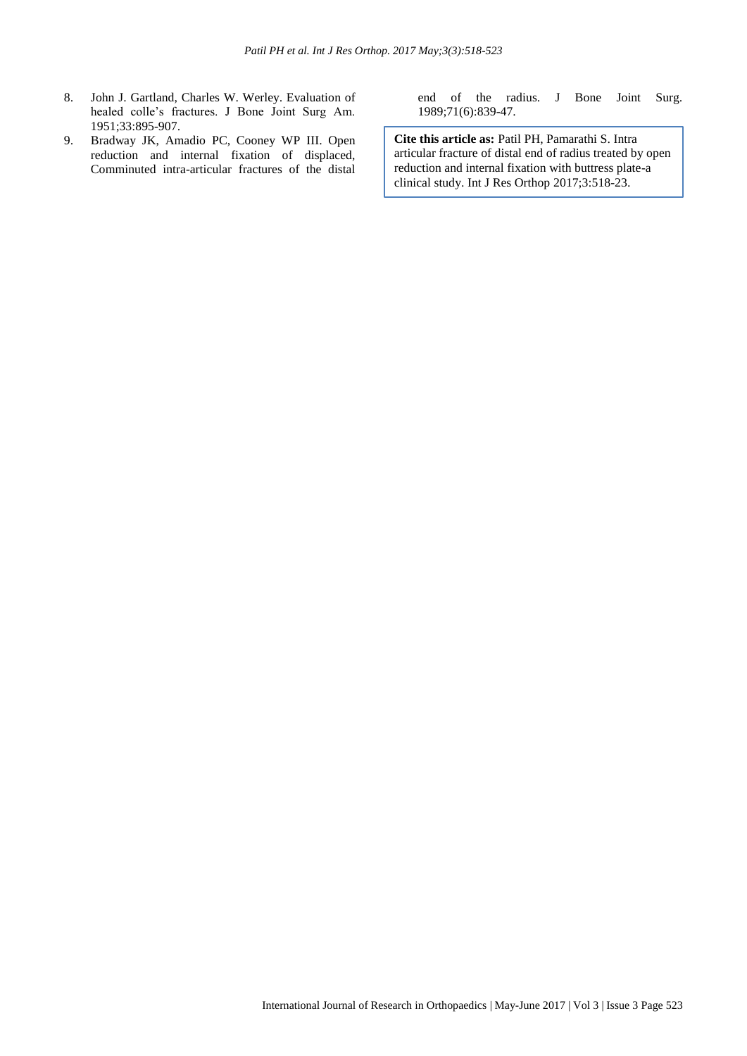8. John J. Gartland, Charles W. Werley. Evaluation of healed colle's fractures. J Bone Joint Surg Am. 1951;33:895-907.
9. Bradway JK, Amadio PC, Cooney WP III. Open reduction and internal fixation of displaced, Comminuted intra-articular fractures of the distal end of the radius. J Bone Joint Surg. 1989;71(6):839-47.

**Cite this article as:** Patil PH, Pamarathi S. Intra articular fracture of distal end of radius treated by open reduction and internal fixation with buttress plate-a clinical study. Int J Res Orthop 2017;3:518-23.